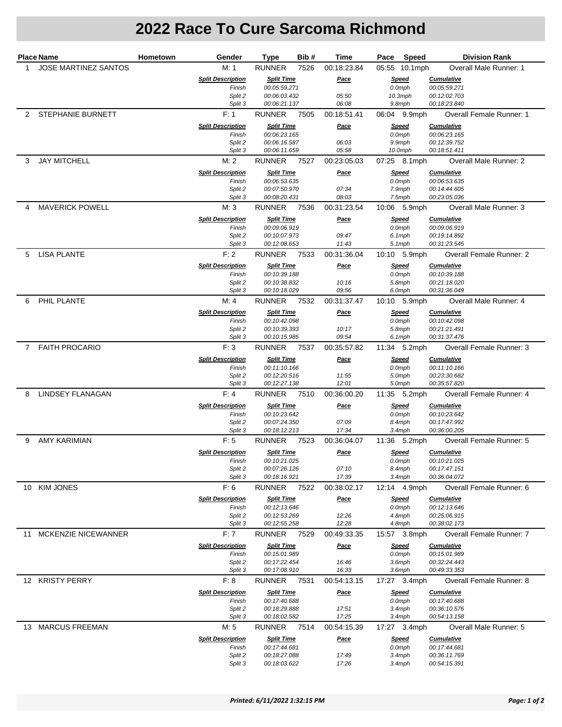# 2022 Race To Cure Sarcoma Richmond

| Place | Name | Hometown | Gender | Type | Bib # | Time | Pace | Speed | Division Rank |
|---|---|---|---|---|---|---|---|---|---|
| 1 | JOSE MARTINEZ SANTOS | | M: 1 | RUNNER | 7526 | 00:18:23.84 | 05:55 | 10.1mph | Overall Male Runner: 1 |

| Split Description | Split Time | Pace | Speed | Cumulative |
|---|---|---|---|---|
| Finish | 00:05:59.271 | | 0.0mph | 00:05:59.271 |
| Split 2 | 00:06:03.432 | 05:50 | 10.3mph | 00:12:02.703 |
| Split 3 | 00:06:21.137 | 06:08 | 9.8mph | 00:18:23.840 |

| Place | Name | Hometown | Gender | Type | Bib # | Time | Pace | Speed | Division Rank |
|---|---|---|---|---|---|---|---|---|---|
| 2 | STEPHANIE BURNETT | | F: 1 | RUNNER | 7505 | 00:18:51.41 | 06:04 | 9.9mph | Overall Female Runner: 1 |

| Split Description | Split Time | Pace | Speed | Cumulative |
|---|---|---|---|---|
| Finish | 00:06:23.165 | | 0.0mph | 00:06:23.165 |
| Split 2 | 00:06:16.587 | 06:03 | 9.9mph | 00:12:39.752 |
| Split 3 | 00:06:11.659 | 05:58 | 10.0mph | 00:18:51.411 |

| Place | Name | Hometown | Gender | Type | Bib # | Time | Pace | Speed | Division Rank |
|---|---|---|---|---|---|---|---|---|---|
| 3 | JAY MITCHELL | | M: 2 | RUNNER | 7527 | 00:23:05.03 | 07:25 | 8.1mph | Overall Male Runner: 2 |

| Split Description | Split Time | Pace | Speed | Cumulative |
|---|---|---|---|---|
| Finish | 00:06:53.635 | | 0.0mph | 00:06:53.635 |
| Split 2 | 00:07:50.970 | 07:34 | 7.9mph | 00:14:44.605 |
| Split 3 | 00:08:20.431 | 08:03 | 7.5mph | 00:23:05.036 |

| Place | Name | Hometown | Gender | Type | Bib # | Time | Pace | Speed | Division Rank |
|---|---|---|---|---|---|---|---|---|---|
| 4 | MAVERICK POWELL | | M: 3 | RUNNER | 7536 | 00:31:23.54 | 10:06 | 5.9mph | Overall Male Runner: 3 |

| Split Description | Split Time | Pace | Speed | Cumulative |
|---|---|---|---|---|
| Finish | 00:09:06.919 | | 0.0mph | 00:09:06.919 |
| Split 2 | 00:10:07.973 | 09:47 | 6.1mph | 00:19:14.892 |
| Split 3 | 00:12:08.653 | 11:43 | 5.1mph | 00:31:23.545 |

| Place | Name | Hometown | Gender | Type | Bib # | Time | Pace | Speed | Division Rank |
|---|---|---|---|---|---|---|---|---|---|
| 5 | LISA PLANTE | | F: 2 | RUNNER | 7533 | 00:31:36.04 | 10:10 | 5.9mph | Overall Female Runner: 2 |

| Split Description | Split Time | Pace | Speed | Cumulative |
|---|---|---|---|---|
| Finish | 00:10:39.188 | | 0.0mph | 00:10:39.188 |
| Split 2 | 00:10:38.832 | 10:16 | 5.8mph | 00:21:18.020 |
| Split 3 | 00:10:18.029 | 09:56 | 6.0mph | 00:31:36.049 |

| Place | Name | Hometown | Gender | Type | Bib # | Time | Pace | Speed | Division Rank |
|---|---|---|---|---|---|---|---|---|---|
| 6 | PHIL PLANTE | | M: 4 | RUNNER | 7532 | 00:31:37.47 | 10:10 | 5.9mph | Overall Male Runner: 4 |

| Split Description | Split Time | Pace | Speed | Cumulative |
|---|---|---|---|---|
| Finish | 00:10:42.098 | | 0.0mph | 00:10:42.098 |
| Split 2 | 00:10:39.393 | 10:17 | 5.8mph | 00:21:21.491 |
| Split 3 | 00:10:15.985 | 09:54 | 6.1mph | 00:31:37.476 |

| Place | Name | Hometown | Gender | Type | Bib # | Time | Pace | Speed | Division Rank |
|---|---|---|---|---|---|---|---|---|---|
| 7 | FAITH PROCARIO | | F: 3 | RUNNER | 7537 | 00:35:57.82 | 11:34 | 5.2mph | Overall Female Runner: 3 |

| Split Description | Split Time | Pace | Speed | Cumulative |
|---|---|---|---|---|
| Finish | 00:11:10.166 | | 0.0mph | 00:11:10.166 |
| Split 2 | 00:12:20.516 | 11:55 | 5.0mph | 00:23:30.682 |
| Split 3 | 00:12:27.138 | 12:01 | 5.0mph | 00:35:57.820 |

| Place | Name | Hometown | Gender | Type | Bib # | Time | Pace | Speed | Division Rank |
|---|---|---|---|---|---|---|---|---|---|
| 8 | LINDSEY FLANAGAN | | F: 4 | RUNNER | 7510 | 00:36:00.20 | 11:35 | 5.2mph | Overall Female Runner: 4 |

| Split Description | Split Time | Pace | Speed | Cumulative |
|---|---|---|---|---|
| Finish | 00:10:23.642 | | 0.0mph | 00:10:23.642 |
| Split 2 | 00:07:24.350 | 07:09 | 8.4mph | 00:17:47.992 |
| Split 3 | 00:18:12.213 | 17:34 | 3.4mph | 00:36:00.205 |

| Place | Name | Hometown | Gender | Type | Bib # | Time | Pace | Speed | Division Rank |
|---|---|---|---|---|---|---|---|---|---|
| 9 | AMY KARIMIAN | | F: 5 | RUNNER | 7523 | 00:36:04.07 | 11:36 | 5.2mph | Overall Female Runner: 5 |

| Split Description | Split Time | Pace | Speed | Cumulative |
|---|---|---|---|---|
| Finish | 00:10:21.025 | | 0.0mph | 00:10:21.025 |
| Split 2 | 00:07:26.126 | 07:10 | 8.4mph | 00:17:47.151 |
| Split 3 | 00:18:16.921 | 17:39 | 3.4mph | 00:36:04.072 |

| Place | Name | Hometown | Gender | Type | Bib # | Time | Pace | Speed | Division Rank |
|---|---|---|---|---|---|---|---|---|---|
| 10 | KIM JONES | | F: 6 | RUNNER | 7522 | 00:38:02.17 | 12:14 | 4.9mph | Overall Female Runner: 6 |

| Split Description | Split Time | Pace | Speed | Cumulative |
|---|---|---|---|---|
| Finish | 00:12:13.646 | | 0.0mph | 00:12:13.646 |
| Split 2 | 00:12:53.269 | 12:26 | 4.8mph | 00:25:06.915 |
| Split 3 | 00:12:55.258 | 12:28 | 4.8mph | 00:38:02.173 |

| Place | Name | Hometown | Gender | Type | Bib # | Time | Pace | Speed | Division Rank |
|---|---|---|---|---|---|---|---|---|---|
| 11 | MCKENZIE NICEWANNER | | F: 7 | RUNNER | 7529 | 00:49:33.35 | 15:57 | 3.8mph | Overall Female Runner: 7 |

| Split Description | Split Time | Pace | Speed | Cumulative |
|---|---|---|---|---|
| Finish | 00:15:01.989 | | 0.0mph | 00:15:01.989 |
| Split 2 | 00:17:22.454 | 16:46 | 3.6mph | 00:32:24.443 |
| Split 3 | 00:17:08.910 | 16:33 | 3.6mph | 00:49:33.353 |

| Place | Name | Hometown | Gender | Type | Bib # | Time | Pace | Speed | Division Rank |
|---|---|---|---|---|---|---|---|---|---|
| 12 | KRISTY PERRY | | F: 8 | RUNNER | 7531 | 00:54:13.15 | 17:27 | 3.4mph | Overall Female Runner: 8 |

| Split Description | Split Time | Pace | Speed | Cumulative |
|---|---|---|---|---|
| Finish | 00:17:40.688 | | 0.0mph | 00:17:40.688 |
| Split 2 | 00:18:29.888 | 17:51 | 3.4mph | 00:36:10.576 |
| Split 3 | 00:18:02.582 | 17:25 | 3.4mph | 00:54:13.158 |

| Place | Name | Hometown | Gender | Type | Bib # | Time | Pace | Speed | Division Rank |
|---|---|---|---|---|---|---|---|---|---|
| 13 | MARCUS FREEMAN | | M: 5 | RUNNER | 7514 | 00:54:15.39 | 17:27 | 3.4mph | Overall Male Runner: 5 |

| Split Description | Split Time | Pace | Speed | Cumulative |
|---|---|---|---|---|
| Finish | 00:17:44.681 | | 0.0mph | 00:17:44.681 |
| Split 2 | 00:18:27.088 | 17:49 | 3.4mph | 00:36:11.769 |
| Split 3 | 00:18:03.622 | 17:26 | 3.4mph | 00:54:15.391 |

*Printed: 6/11/2022 1:32:15 PM*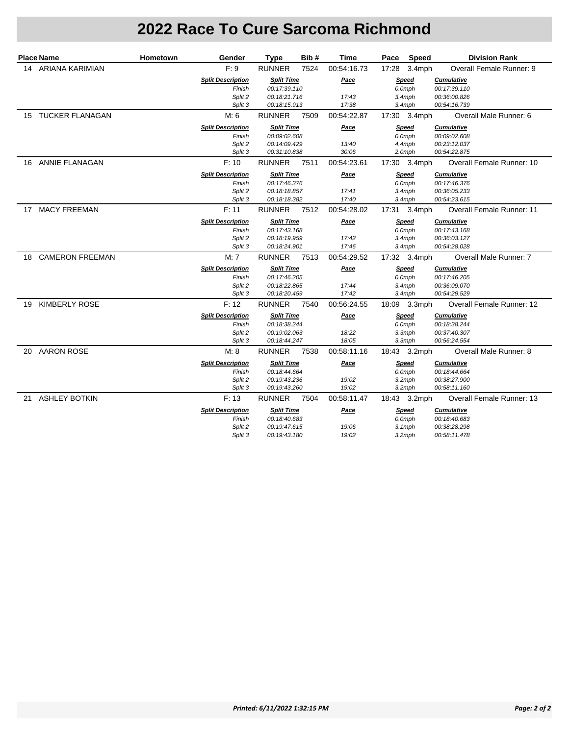# 2022 Race To Cure Sarcoma Richmond

| Place | Name | Hometown | Gender | Type | Bib # | Time | Pace | Speed | Division Rank |
|---|---|---|---|---|---|---|---|---|---|
| 14 | ARIANA KARIMIAN | | F: 9 | RUNNER | 7524 | 00:54:16.73 | 17:28 | 3.4mph | Overall Female Runner: 9 |
| | | | ***Split Description*** | ***Split Time*** | | ***Pace*** | | ***Speed*** | ***Cumulative*** |
| | | | *Finish* | *00:17:39.110* | | | | *0.0mph* | *00:17:39.110* |
| | | | *Split 2* | *00:18:21.716* | | *17:43* | | *3.4mph* | *00:36:00.826* |
| | | | *Split 3* | *00:18:15.913* | | *17:38* | | *3.4mph* | *00:54:16.739* |
| 15 | TUCKER FLANAGAN | | M: 6 | RUNNER | 7509 | 00:54:22.87 | 17:30 | 3.4mph | Overall Male Runner: 6 |
| | | | ***Split Description*** | ***Split Time*** | | ***Pace*** | | ***Speed*** | ***Cumulative*** |
| | | | *Finish* | *00:09:02.608* | | | | *0.0mph* | *00:09:02.608* |
| | | | *Split 2* | *00:14:09.429* | | *13:40* | | *4.4mph* | *00:23:12.037* |
| | | | *Split 3* | *00:31:10.838* | | *30:06* | | *2.0mph* | *00:54:22.875* |
| 16 | ANNIE FLANAGAN | | F: 10 | RUNNER | 7511 | 00:54:23.61 | 17:30 | 3.4mph | Overall Female Runner: 10 |
| | | | ***Split Description*** | ***Split Time*** | | ***Pace*** | | ***Speed*** | ***Cumulative*** |
| | | | *Finish* | *00:17:46.376* | | | | *0.0mph* | *00:17:46.376* |
| | | | *Split 2* | *00:18:18.857* | | *17:41* | | *3.4mph* | *00:36:05.233* |
| | | | *Split 3* | *00:18:18.382* | | *17:40* | | *3.4mph* | *00:54:23.615* |
| 17 | MACY FREEMAN | | F: 11 | RUNNER | 7512 | 00:54:28.02 | 17:31 | 3.4mph | Overall Female Runner: 11 |
| | | | ***Split Description*** | ***Split Time*** | | ***Pace*** | | ***Speed*** | ***Cumulative*** |
| | | | *Finish* | *00:17:43.168* | | | | *0.0mph* | *00:17:43.168* |
| | | | *Split 2* | *00:18:19.959* | | *17:42* | | *3.4mph* | *00:36:03.127* |
| | | | *Split 3* | *00:18:24.901* | | *17:46* | | *3.4mph* | *00:54:28.028* |
| 18 | CAMERON FREEMAN | | M: 7 | RUNNER | 7513 | 00:54:29.52 | 17:32 | 3.4mph | Overall Male Runner: 7 |
| | | | ***Split Description*** | ***Split Time*** | | ***Pace*** | | ***Speed*** | ***Cumulative*** |
| | | | *Finish* | *00:17:46.205* | | | | *0.0mph* | *00:17:46.205* |
| | | | *Split 2* | *00:18:22.865* | | *17:44* | | *3.4mph* | *00:36:09.070* |
| | | | *Split 3* | *00:18:20.459* | | *17:42* | | *3.4mph* | *00:54:29.529* |
| 19 | KIMBERLY ROSE | | F: 12 | RUNNER | 7540 | 00:56:24.55 | 18:09 | 3.3mph | Overall Female Runner: 12 |
| | | | ***Split Description*** | ***Split Time*** | | ***Pace*** | | ***Speed*** | ***Cumulative*** |
| | | | *Finish* | *00:18:38.244* | | | | *0.0mph* | *00:18:38.244* |
| | | | *Split 2* | *00:19:02.063* | | *18:22* | | *3.3mph* | *00:37:40.307* |
| | | | *Split 3* | *00:18:44.247* | | *18:05* | | *3.3mph* | *00:56:24.554* |
| 20 | AARON ROSE | | M: 8 | RUNNER | 7538 | 00:58:11.16 | 18:43 | 3.2mph | Overall Male Runner: 8 |
| | | | ***Split Description*** | ***Split Time*** | | ***Pace*** | | ***Speed*** | ***Cumulative*** |
| | | | *Finish* | *00:18:44.664* | | | | *0.0mph* | *00:18:44.664* |
| | | | *Split 2* | *00:19:43.236* | | *19:02* | | *3.2mph* | *00:38:27.900* |
| | | | *Split 3* | *00:19:43.260* | | *19:02* | | *3.2mph* | *00:58:11.160* |
| 21 | ASHLEY BOTKIN | | F: 13 | RUNNER | 7504 | 00:58:11.47 | 18:43 | 3.2mph | Overall Female Runner: 13 |
| | | | ***Split Description*** | ***Split Time*** | | ***Pace*** | | ***Speed*** | ***Cumulative*** |
| | | | *Finish* | *00:18:40.683* | | | | *0.0mph* | *00:18:40.683* |
| | | | *Split 2* | *00:19:47.615* | | *19:06* | | *3.1mph* | *00:38:28.298* |
| | | | *Split 3* | *00:19:43.180* | | *19:02* | | *3.2mph* | *00:58:11.478* |

***Printed: 6/11/2022 1:32:15 PM***